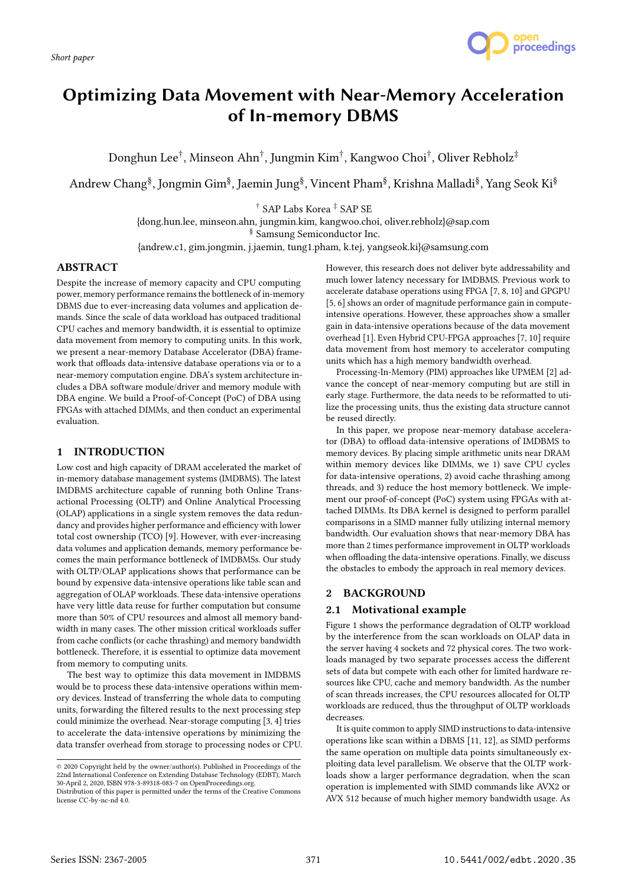*Short paper*

# Optimizing Data Movement with Near-Memory Acceleration of In-memory DBMS

Donghun Lee[†], Minseon Ahn[†], Jungmin Kim[†], Kangwoo Choi[†], Oliver Rebholz[‡]

Andrew Chang[§], Jongmin Gim[§], Jaemin Jung[§], Vincent Pham[§], Krishna Malladi[§], Yang Seok Ki[§]

[†] SAP Labs Korea [‡] SAP SE
{dong.hun.lee, minseon.ahn, jungmin.kim, kangwoo.choi, oliver.rebholz}@sap.com
[§] Samsung Semiconductor Inc.
{andrew.c1, gim.jongmin, j.jaemin, tung1.pham, k.tej, yangseok.ki}@samsung.com

## ABSTRACT

Despite the increase of memory capacity and CPU computing power, memory performance remains the bottleneck of in-memory DBMS due to ever-increasing data volumes and application demands. Since the scale of data workload has outpaced traditional CPU caches and memory bandwidth, it is essential to optimize data movement from memory to computing units. In this work, we present a near-memory Database Accelerator (DBA) framework that offloads data-intensive database operations via or to a near-memory computation engine. DBA's system architecture includes a DBA software module/driver and memory module with DBA engine. We build a Proof-of-Concept (PoC) of DBA using FPGAs with attached DIMMs, and then conduct an experimental evaluation.

## 1 INTRODUCTION

Low cost and high capacity of DRAM accelerated the market of in-memory database management systems (IMDBMS). The latest IMDBMS architecture capable of running both Online Transactional Processing (OLTP) and Online Analytical Processing (OLAP) applications in a single system removes the data redundancy and provides higher performance and efficiency with lower total cost ownership (TCO) [9]. However, with ever-increasing data volumes and application demands, memory performance becomes the main performance bottleneck of IMDBMSs. Our study with OLTP/OLAP applications shows that performance can be bound by expensive data-intensive operations like table scan and aggregation of OLAP workloads. These data-intensive operations have very little data reuse for further computation but consume more than 50% of CPU resources and almost all memory bandwidth in many cases. The other mission critical workloads suffer from cache conflicts (or cache thrashing) and memory bandwidth bottleneck. Therefore, it is essential to optimize data movement from memory to computing units.

The best way to optimize this data movement in IMDBMS would be to process these data-intensive operations within memory devices. Instead of transferring the whole data to computing units, forwarding the filtered results to the next processing step could minimize the overhead. Near-storage computing [3, 4] tries to accelerate the data-intensive operations by minimizing the data transfer overhead from storage to processing nodes or CPU. However, this research does not deliver byte addressability and much lower latency necessary for IMDBMS. Previous work to accelerate database operations using FPGA [7, 8, 10] and GPGPU [5, 6] shows an order of magnitude performance gain in compute-intensive operations. However, these approaches show a smaller gain in data-intensive operations because of the data movement overhead [1]. Even Hybrid CPU-FPGA approaches [7, 10] require data movement from host memory to accelerator computing units which has a high memory bandwidth overhead.

Processing-In-Memory (PIM) approaches like UPMEM [2] advance the concept of near-memory computing but are still in early stage. Furthermore, the data needs to be reformatted to utilize the processing units, thus the existing data structure cannot be reused directly.

In this paper, we propose near-memory database accelerator (DBA) to offload data-intensive operations of IMDBMS to memory devices. By placing simple arithmetic units near DRAM within memory devices like DIMMs, we 1) save CPU cycles for data-intensive operations, 2) avoid cache thrashing among threads, and 3) reduce the host memory bottleneck. We implement our proof-of-concept (PoC) system using FPGAs with attached DIMMs. Its DBA kernel is designed to perform parallel comparisons in a SIMD manner fully utilizing internal memory bandwidth. Our evaluation shows that near-memory DBA has more than 2 times performance improvement in OLTP workloads when offloading the data-intensive operations. Finally, we discuss the obstacles to embody the approach in real memory devices.

## 2 BACKGROUND

### 2.1 Motivational example

Figure 1 shows the performance degradation of OLTP workload by the interference from the scan workloads on OLAP data in the server having 4 sockets and 72 physical cores. The two workloads managed by two separate processes access the different sets of data but compete with each other for limited hardware resources like CPU, cache and memory bandwidth. As the number of scan threads increases, the CPU resources allocated for OLTP workloads are reduced, thus the throughput of OLTP workloads decreases.

It is quite common to apply SIMD instructions to data-intensive operations like scan within a DBMS [11, 12], as SIMD performs the same operation on multiple data points simultaneously exploiting data level parallelism. We observe that the OLTP workloads show a larger performance degradation, when the scan operation is implemented with SIMD commands like AVX2 or AVX 512 because of much higher memory bandwidth usage. As

---

© 2020 Copyright held by the owner/author(s). Published in Proceedings of the 22nd International Conference on Extending Database Technology (EDBT), March 30-April 2, 2020, ISBN 978-3-89318-083-7 on OpenProceedings.org.
Distribution of this paper is permitted under the terms of the Creative Commons license CC-by-nc-nd 4.0.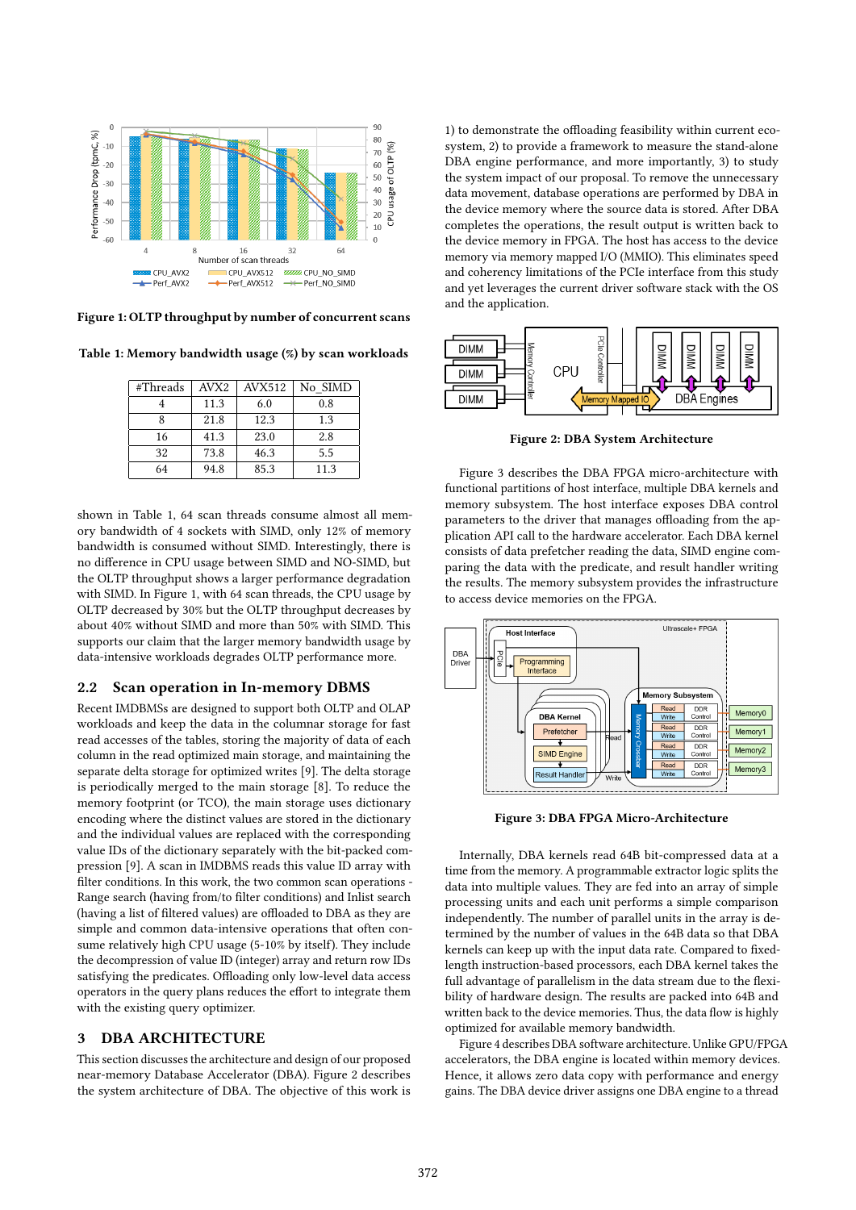Figure 1: OLTP throughput by number of concurrent scans

Table 1: Memory bandwidth usage (%) by scan workloads

| #Threads | AVX2 | AVX512 | No_SIMD |
|---|---|---|---|
| 4 | 11.3 | 6.0 | 0.8 |
| 8 | 21.8 | 12.3 | 1.3 |
| 16 | 41.3 | 23.0 | 2.8 |
| 32 | 73.8 | 46.3 | 5.5 |
| 64 | 94.8 | 85.3 | 11.3 |

shown in Table 1, 64 scan threads consume almost all memory bandwidth of 4 sockets with SIMD, only 12% of memory bandwidth is consumed without SIMD. Interestingly, there is no difference in CPU usage between SIMD and NO-SIMD, but the OLTP throughput shows a larger performance degradation with SIMD. In Figure 1, with 64 scan threads, the CPU usage by OLTP decreased by 30% but the OLTP throughput decreases by about 40% without SIMD and more than 50% with SIMD. This supports our claim that the larger memory bandwidth usage by data-intensive workloads degrades OLTP performance more.

## 2.2 Scan operation in In-memory DBMS

Recent IMDBMSs are designed to support both OLTP and OLAP workloads and keep the data in the columnar storage for fast read accesses of the tables, storing the majority of data of each column in the read optimized main storage, and maintaining the separate delta storage for optimized writes [9]. The delta storage is periodically merged to the main storage [8]. To reduce the memory footprint (or TCO), the main storage uses dictionary encoding where the distinct values are stored in the dictionary and the individual values are replaced with the corresponding value IDs of the dictionary separately with the bit-packed compression [9]. A scan in IMDBMS reads this value ID array with filter conditions. In this work, the two common scan operations - Range search (having from/to filter conditions) and Inlist search (having a list of filtered values) are offloaded to DBA as they are simple and common data-intensive operations that often consume relatively high CPU usage (5-10% by itself). They include the decompression of value ID (integer) array and return row IDs satisfying the predicates. Offloading only low-level data access operators in the query plans reduces the effort to integrate them with the existing query optimizer.

# 3 DBA ARCHITECTURE

This section discusses the architecture and design of our proposed near-memory Database Accelerator (DBA). Figure 2 describes the system architecture of DBA. The objective of this work is 1) to demonstrate the offloading feasibility within current ecosystem, 2) to provide a framework to measure the stand-alone DBA engine performance, and more importantly, 3) to study the system impact of our proposal. To remove the unnecessary data movement, database operations are performed by DBA in the device memory where the source data is stored. After DBA completes the operations, the result output is written back to the device memory in FPGA. The host has access to the device memory via memory mapped I/O (MMIO). This eliminates speed and coherency limitations of the PCIe interface from this study and yet leverages the current driver software stack with the OS and the application.

Figure 2: DBA System Architecture

Figure 3 describes the DBA FPGA micro-architecture with functional partitions of host interface, multiple DBA kernels and memory subsystem. The host interface exposes DBA control parameters to the driver that manages offloading from the application API call to the hardware accelerator. Each DBA kernel consists of data prefetcher reading the data, SIMD engine comparing the data with the predicate, and result handler writing the results. The memory subsystem provides the infrastructure to access device memories on the FPGA.

Figure 3: DBA FPGA Micro-Architecture

Internally, DBA kernels read 64B bit-compressed data at a time from the memory. A programmable extractor logic splits the data into multiple values. They are fed into an array of simple processing units and each unit performs a simple comparison independently. The number of parallel units in the array is determined by the number of values in the 64B data so that DBA kernels can keep up with the input data rate. Compared to fixed-length instruction-based processors, each DBA kernel takes the full advantage of parallelism in the data stream due to the flexibility of hardware design. The results are packed into 64B and written back to the device memories. Thus, the data flow is highly optimized for available memory bandwidth.

Figure 4 describes DBA software architecture. Unlike GPU/FPGA accelerators, the DBA engine is located within memory devices. Hence, it allows zero data copy with performance and energy gains. The DBA device driver assigns one DBA engine to a thread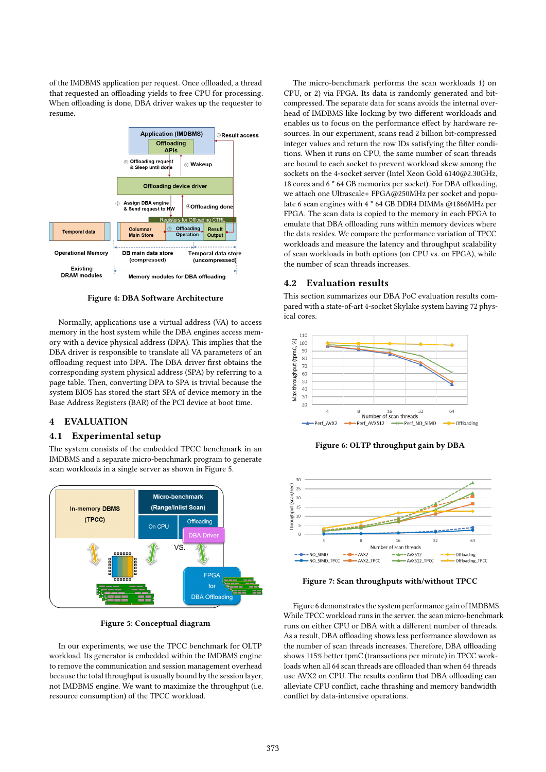of the IMDBMS application per request. Once offloaded, a thread that requested an offloading yields to free CPU for processing. When offloading is done, DBA driver wakes up the requester to resume.

Figure 4: DBA Software Architecture

Normally, applications use a virtual address (VA) to access memory in the host system while the DBA engines access memory with a device physical address (DPA). This implies that the DBA driver is responsible to translate all VA parameters of an offloading request into DPA. The DBA driver first obtains the corresponding system physical address (SPA) by referring to a page table. Then, converting DPA to SPA is trivial because the system BIOS has stored the start SPA of device memory in the Base Address Registers (BAR) of the PCI device at boot time.

# 4 EVALUATION

## 4.1 Experimental setup

The system consists of the embedded TPCC benchmark in an IMDBMS and a separate micro-benchmark program to generate scan workloads in a single server as shown in Figure 5.

Figure 5: Conceptual diagram

In our experiments, we use the TPCC benchmark for OLTP workload. Its generator is embedded within the IMDBMS engine to remove the communication and session management overhead because the total throughput is usually bound by the session layer, not IMDBMS engine. We want to maximize the throughput (i.e. resource consumption) of the TPCC workload.

The micro-benchmark performs the scan workloads 1) on CPU, or 2) via FPGA. Its data is randomly generated and bit-compressed. The separate data for scans avoids the internal overhead of IMDBMS like locking by two different workloads and enables us to focus on the performance effect by hardware resources. In our experiment, scans read 2 billion bit-compressed integer values and return the row IDs satisfying the filter conditions. When it runs on CPU, the same number of scan threads are bound to each socket to prevent workload skew among the sockets on the 4-socket server (Intel Xeon Gold 6140@2.30GHz, 18 cores and 6 * 64 GB memories per socket). For DBA offloading, we attach one Ultrascale+ FPGA@250MHz per socket and populate 6 scan engines with 4 * 64 GB DDR4 DIMMs @1866MHz per FPGA. The scan data is copied to the memory in each FPGA to emulate that DBA offloading runs within memory devices where the data resides. We compare the performance variation of TPCC workloads and measure the latency and throughput scalability of scan workloads in both options (on CPU vs. on FPGA), while the number of scan threads increases.

## 4.2 Evaluation results

This section summarizes our DBA PoC evaluation results compared with a state-of-art 4-socket Skylake system having 72 physical cores.

Figure 6: OLTP throughput gain by DBA

Figure 7: Scan throughputs with/without TPCC

Figure 6 demonstrates the system performance gain of IMDBMS. While TPCC workload runs in the server, the scan micro-benchmark runs on either CPU or DBA with a different number of threads. As a result, DBA offloading shows less performance slowdown as the number of scan threads increases. Therefore, DBA offloading shows 115% better tpmC (transactions per minute) in TPCC workloads when all 64 scan threads are offloaded than when 64 threads use AVX2 on CPU. The results confirm that DBA offloading can alleviate CPU conflict, cache thrashing and memory bandwidth conflict by data-intensive operations.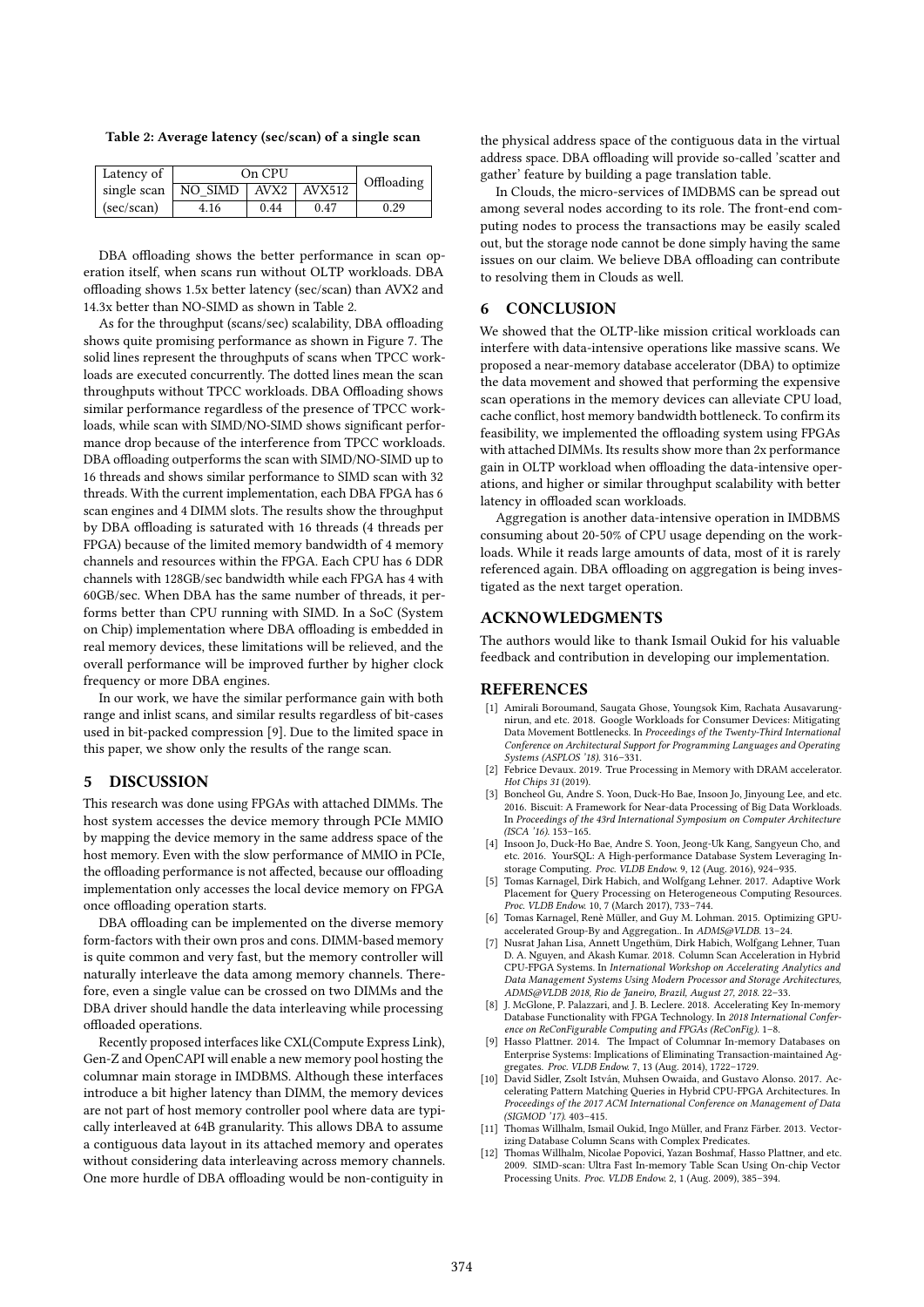**Table 2: Average latency (sec/scan) of a single scan**

| Latency of single scan (sec/scan) | On CPU | | | Offloading |
|---|---|---|---|---|
| | NO_SIMD | AVX2 | AVX512 | |
| | 4.16 | 0.44 | 0.47 | 0.29 |

DBA offloading shows the better performance in scan operation itself, when scans run without OLTP workloads. DBA offloading shows 1.5x better latency (sec/scan) than AVX2 and 14.3x better than NO-SIMD as shown in Table 2.

As for the throughput (scans/sec) scalability, DBA offloading shows quite promising performance as shown in Figure 7. The solid lines represent the throughputs of scans when TPCC workloads are executed concurrently. The dotted lines mean the scan throughputs without TPCC workloads. DBA Offloading shows similar performance regardless of the presence of TPCC workloads, while scan with SIMD/NO-SIMD shows significant performance drop because of the interference from TPCC workloads. DBA offloading outperforms the scan with SIMD/NO-SIMD up to 16 threads and shows similar performance to SIMD scan with 32 threads. With the current implementation, each DBA FPGA has 6 scan engines and 4 DIMM slots. The results show the throughput by DBA offloading is saturated with 16 threads (4 threads per FPGA) because of the limited memory bandwidth of 4 memory channels and resources within the FPGA. Each CPU has 6 DDR channels with 128GB/sec bandwidth while each FPGA has 4 with 60GB/sec. When DBA has the same number of threads, it performs better than CPU running with SIMD. In a SoC (System on Chip) implementation where DBA offloading is embedded in real memory devices, these limitations will be relieved, and the overall performance will be improved further by higher clock frequency or more DBA engines.

In our work, we have the similar performance gain with both range and inlist scans, and similar results regardless of bit-cases used in bit-packed compression [9]. Due to the limited space in this paper, we show only the results of the range scan.

## 5 DISCUSSION

This research was done using FPGAs with attached DIMMs. The host system accesses the device memory through PCIe MMIO by mapping the device memory in the same address space of the host memory. Even with the slow performance of MMIO in PCIe, the offloading performance is not affected, because our offloading implementation only accesses the local device memory on FPGA once offloading operation starts.

DBA offloading can be implemented on the diverse memory form-factors with their own pros and cons. DIMM-based memory is quite common and very fast, but the memory controller will naturally interleave the data among memory channels. Therefore, even a single value can be crossed on two DIMMs and the DBA driver should handle the data interleaving while processing offloaded operations.

Recently proposed interfaces like CXL(Compute Express Link), Gen-Z and OpenCAPI will enable a new memory pool hosting the columnar main storage in IMDBMS. Although these interfaces introduce a bit higher latency than DIMM, the memory devices are not part of host memory controller pool where data are typically interleaved at 64B granularity. This allows DBA to assume a contiguous data layout in its attached memory and operates without considering data interleaving across memory channels. One more hurdle of DBA offloading would be non-contiguity in the physical address space of the contiguous data in the virtual address space. DBA offloading will provide so-called 'scatter and gather' feature by building a page translation table.

In Clouds, the micro-services of IMDBMS can be spread out among several nodes according to its role. The front-end computing nodes to process the transactions may be easily scaled out, but the storage node cannot be done simply having the same issues on our claim. We believe DBA offloading can contribute to resolving them in Clouds as well.

## 6 CONCLUSION

We showed that the OLTP-like mission critical workloads can interfere with data-intensive operations like massive scans. We proposed a near-memory database accelerator (DBA) to optimize the data movement and showed that performing the expensive scan operations in the memory devices can alleviate CPU load, cache conflict, host memory bandwidth bottleneck. To confirm its feasibility, we implemented the offloading system using FPGAs with attached DIMMs. Its results show more than 2x performance gain in OLTP workload when offloading the data-intensive operations, and higher or similar throughput scalability with better latency in offloaded scan workloads.

Aggregation is another data-intensive operation in IMDBMS consuming about 20-50% of CPU usage depending on the workloads. While it reads large amounts of data, most of it is rarely referenced again. DBA offloading on aggregation is being investigated as the next target operation.

## ACKNOWLEDGMENTS

The authors would like to thank Ismail Oukid for his valuable feedback and contribution in developing our implementation.

## REFERENCES

[1] Amirali Boroumand, Saugata Ghose, Youngsok Kim, Rachata Ausavarungnirun, and etc. 2018. Google Workloads for Consumer Devices: Mitigating Data Movement Bottlenecks. In *Proceedings of the Twenty-Third International Conference on Architectural Support for Programming Languages and Operating Systems (ASPLOS '18)*. 316–331.

[2] Febrice Devaux. 2019. True Processing in Memory with DRAM accelerator. *Hot Chips 31* (2019).

[3] Boncheol Gu, Andre S. Yoon, Duck-Ho Bae, Insoon Jo, Jinyoung Lee, and etc. 2016. Biscuit: A Framework for Near-data Processing of Big Data Workloads. In *Proceedings of the 43rd International Symposium on Computer Architecture (ISCA '16)*. 153–165.

[4] Insoon Jo, Duck-Ho Bae, Andre S. Yoon, Jeong-Uk Kang, Sangyeun Cho, and etc. 2016. YourSQL: A High-performance Database System Leveraging In-storage Computing. *Proc. VLDB Endow.* 9, 12 (Aug. 2016), 924–935.

[5] Tomas Karnagel, Dirk Habich, and Wolfgang Lehner. 2017. Adaptive Work Placement for Query Processing on Heterogeneous Computing Resources. *Proc. VLDB Endow.* 10, 7 (March 2017), 733–744.

[6] Tomas Karnagel, Renè Müller, and Guy M. Lohman. 2015. Optimizing GPU-accelerated Group-By and Aggregation.. In *ADMS@VLDB*. 13–24.

[7] Nusrat Jahan Lisa, Annett Ungethüm, Dirk Habich, Wolfgang Lehner, Tuan D. A. Nguyen, and Akash Kumar. 2018. Column Scan Acceleration in Hybrid CPU-FPGA Systems. In *International Workshop on Accelerating Analytics and Data Management Systems Using Modern Processor and Storage Architectures, ADMS@VLDB 2018, Rio de Janeiro, Brazil, August 27, 2018.* 22–33.

[8] J. McGlone, P. Palazzari, and J. B. Leclere. 2018. Accelerating Key In-memory Database Functionality with FPGA Technology. In *2018 International Conference on ReConFigurable Computing and FPGAs (ReConFig)*. 1–8.

[9] Hasso Plattner. 2014. The Impact of Columnar In-memory Databases on Enterprise Systems: Implications of Eliminating Transaction-maintained Aggregates. *Proc. VLDB Endow.* 7, 13 (Aug. 2014), 1722–1729.

[10] David Sidler, Zsolt István, Muhsen Owaida, and Gustavo Alonso. 2017. Accelerating Pattern Matching Queries in Hybrid CPU-FPGA Architectures. In *Proceedings of the 2017 ACM International Conference on Management of Data (SIGMOD '17)*. 403–415.

[11] Thomas Willhalm, Ismail Oukid, Ingo Müller, and Franz Färber. 2013. Vectorizing Database Column Scans with Complex Predicates.

[12] Thomas Willhalm, Nicolae Popovici, Yazan Boshmaf, Hasso Plattner, and etc. 2009. SIMD-scan: Ultra Fast In-memory Table Scan Using On-chip Vector Processing Units. *Proc. VLDB Endow.* 2, 1 (Aug. 2009), 385–394.